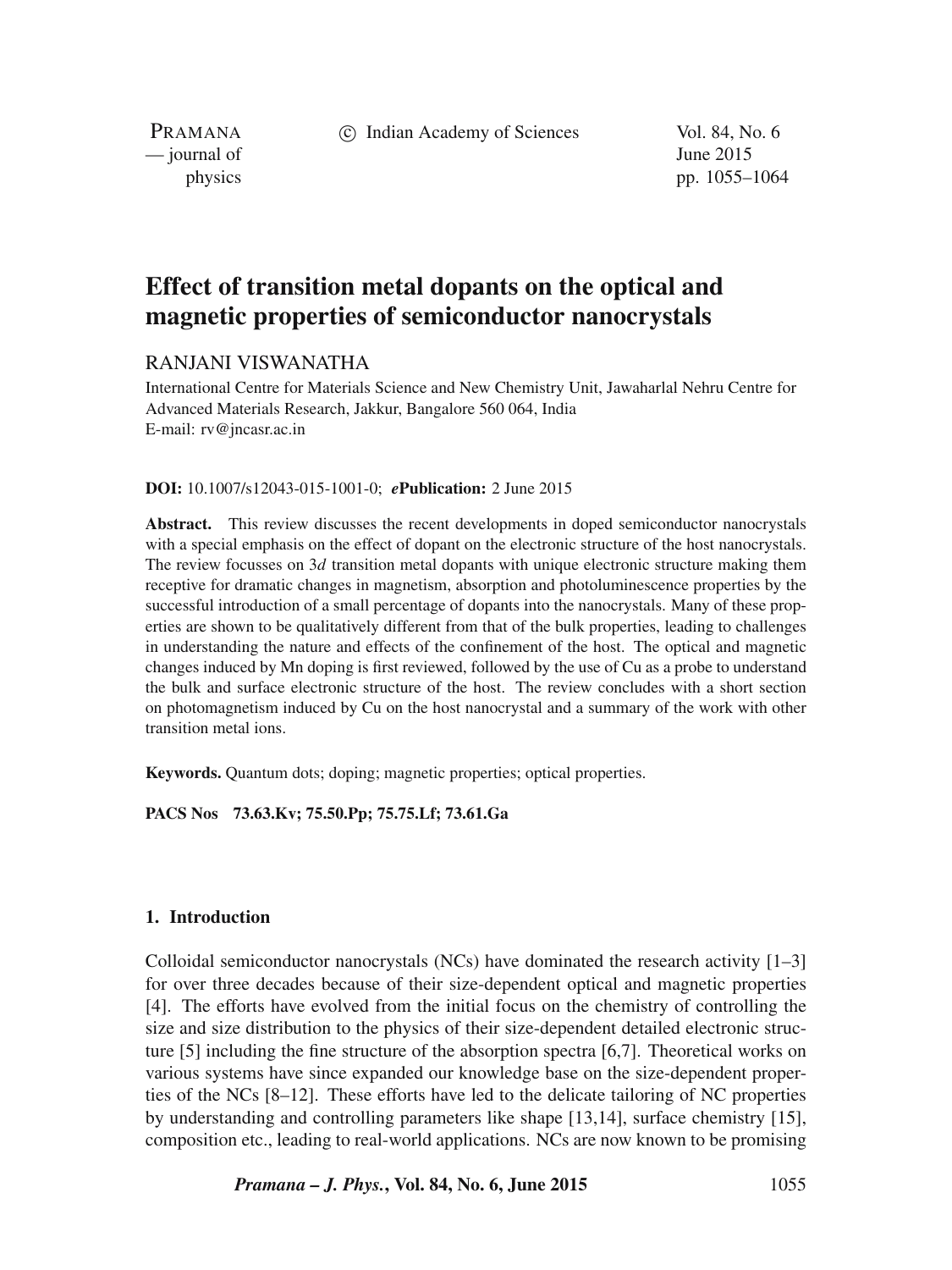# Effect of transition metal dopants on the optical and magnetic properties of semiconductor nanocrystals

RANJANI VISWANATHA

International Centre for Materials Science and New Chemistry Unit, Jawaharlal Nehru Centre for Advanced Materials Research, Jakkur, Bangalore 560 064, India
E-mail: rv@jncasr.ac.in

**DOI:** 10.1007/s12043-015-1001-0; ***e*Publication:** 2 June 2015

**Abstract.** This review discusses the recent developments in doped semiconductor nanocrystals with a special emphasis on the effect of dopant on the electronic structure of the host nanocrystals. The review focusses on 3*d* transition metal dopants with unique electronic structure making them receptive for dramatic changes in magnetism, absorption and photoluminescence properties by the successful introduction of a small percentage of dopants into the nanocrystals. Many of these properties are shown to be qualitatively different from that of the bulk properties, leading to challenges in understanding the nature and effects of the confinement of the host. The optical and magnetic changes induced by Mn doping is first reviewed, followed by the use of Cu as a probe to understand the bulk and surface electronic structure of the host. The review concludes with a short section on photomagnetism induced by Cu on the host nanocrystal and a summary of the work with other transition metal ions.

**Keywords.** Quantum dots; doping; magnetic properties; optical properties.

**PACS Nos** 73.63.Kv; 75.50.Pp; 75.75.Lf; 73.61.Ga

## 1. Introduction

Colloidal semiconductor nanocrystals (NCs) have dominated the research activity [1–3] for over three decades because of their size-dependent optical and magnetic properties [4]. The efforts have evolved from the initial focus on the chemistry of controlling the size and size distribution to the physics of their size-dependent detailed electronic structure [5] including the fine structure of the absorption spectra [6,7]. Theoretical works on various systems have since expanded our knowledge base on the size-dependent properties of the NCs [8–12]. These efforts have led to the delicate tailoring of NC properties by understanding and controlling parameters like shape [13,14], surface chemistry [15], composition etc., leading to real-world applications. NCs are now known to be promising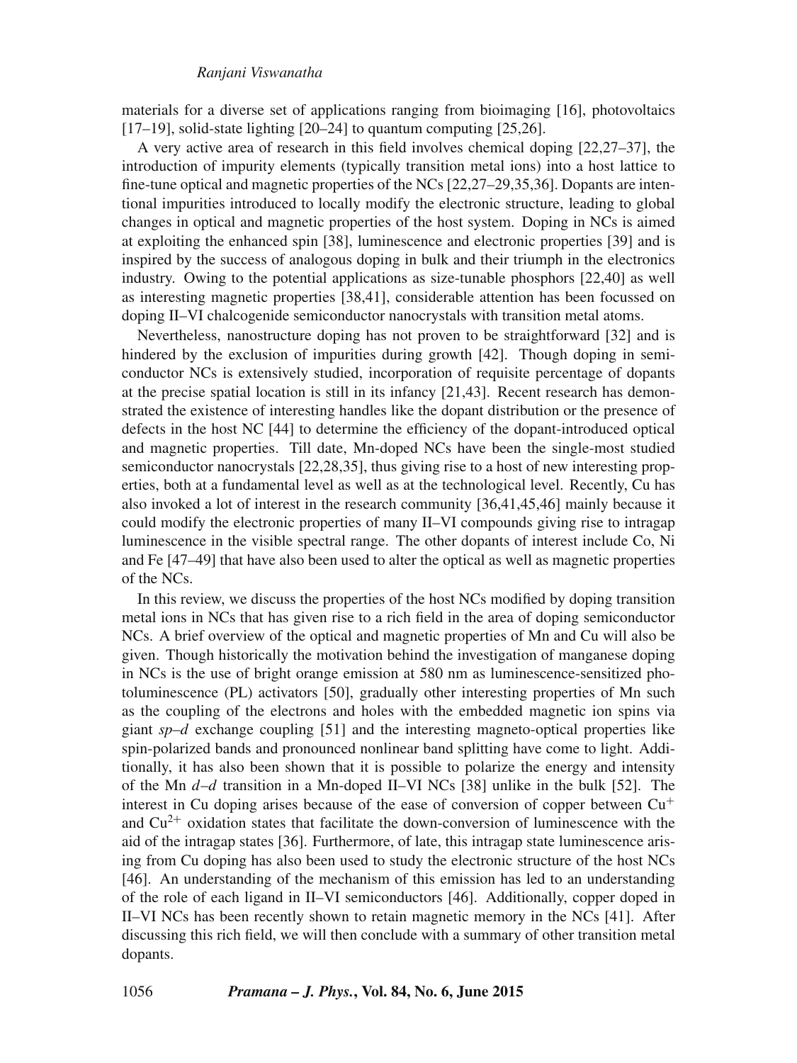materials for a diverse set of applications ranging from bioimaging [16], photovoltaics [17–19], solid-state lighting [20–24] to quantum computing [25,26].

A very active area of research in this field involves chemical doping [22,27–37], the introduction of impurity elements (typically transition metal ions) into a host lattice to fine-tune optical and magnetic properties of the NCs [22,27–29,35,36]. Dopants are intentional impurities introduced to locally modify the electronic structure, leading to global changes in optical and magnetic properties of the host system. Doping in NCs is aimed at exploiting the enhanced spin [38], luminescence and electronic properties [39] and is inspired by the success of analogous doping in bulk and their triumph in the electronics industry. Owing to the potential applications as size-tunable phosphors [22,40] as well as interesting magnetic properties [38,41], considerable attention has been focussed on doping II–VI chalcogenide semiconductor nanocrystals with transition metal atoms.

Nevertheless, nanostructure doping has not proven to be straightforward [32] and is hindered by the exclusion of impurities during growth [42]. Though doping in semiconductor NCs is extensively studied, incorporation of requisite percentage of dopants at the precise spatial location is still in its infancy [21,43]. Recent research has demonstrated the existence of interesting handles like the dopant distribution or the presence of defects in the host NC [44] to determine the efficiency of the dopant-introduced optical and magnetic properties. Till date, Mn-doped NCs have been the single-most studied semiconductor nanocrystals [22,28,35], thus giving rise to a host of new interesting properties, both at a fundamental level as well as at the technological level. Recently, Cu has also invoked a lot of interest in the research community [36,41,45,46] mainly because it could modify the electronic properties of many II–VI compounds giving rise to intragap luminescence in the visible spectral range. The other dopants of interest include Co, Ni and Fe [47–49] that have also been used to alter the optical as well as magnetic properties of the NCs.

In this review, we discuss the properties of the host NCs modified by doping transition metal ions in NCs that has given rise to a rich field in the area of doping semiconductor NCs. A brief overview of the optical and magnetic properties of Mn and Cu will also be given. Though historically the motivation behind the investigation of manganese doping in NCs is the use of bright orange emission at 580 nm as luminescence-sensitized photoluminescence (PL) activators [50], gradually other interesting properties of Mn such as the coupling of the electrons and holes with the embedded magnetic ion spins via giant *sp*–*d* exchange coupling [51] and the interesting magneto-optical properties like spin-polarized bands and pronounced nonlinear band splitting have come to light. Additionally, it has also been shown that it is possible to polarize the energy and intensity of the Mn *d*–*d* transition in a Mn-doped II–VI NCs [38] unlike in the bulk [52]. The interest in Cu doping arises because of the ease of conversion of copper between $Cu^{+}$ and $Cu^{2+}$ oxidation states that facilitate the down-conversion of luminescence with the aid of the intragap states [36]. Furthermore, of late, this intragap state luminescence arising from Cu doping has also been used to study the electronic structure of the host NCs [46]. An understanding of the mechanism of this emission has led to an understanding of the role of each ligand in II–VI semiconductors [46]. Additionally, copper doped in II–VI NCs has been recently shown to retain magnetic memory in the NCs [41]. After discussing this rich field, we will then conclude with a summary of other transition metal dopants.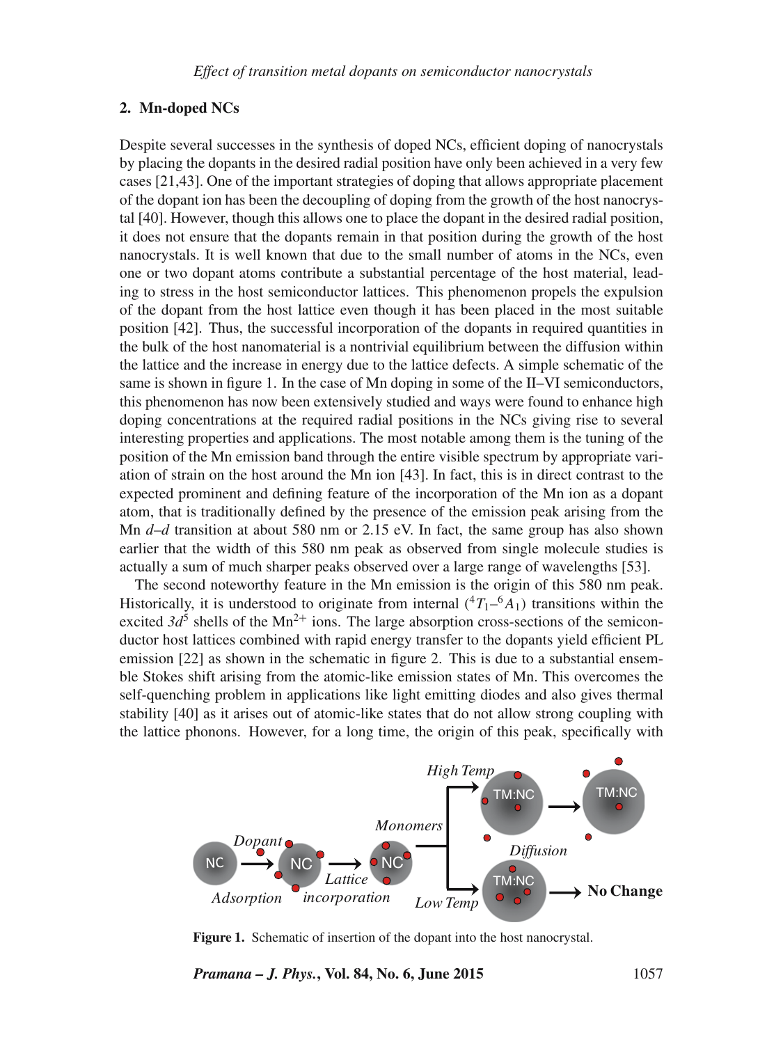## 2. Mn-doped NCs

Despite several successes in the synthesis of doped NCs, efficient doping of nanocrystals by placing the dopants in the desired radial position have only been achieved in a very few cases [21,43]. One of the important strategies of doping that allows appropriate placement of the dopant ion has been the decoupling of doping from the growth of the host nanocrystal [40]. However, though this allows one to place the dopant in the desired radial position, it does not ensure that the dopants remain in that position during the growth of the host nanocrystals. It is well known that due to the small number of atoms in the NCs, even one or two dopant atoms contribute a substantial percentage of the host material, leading to stress in the host semiconductor lattices. This phenomenon propels the expulsion of the dopant from the host lattice even though it has been placed in the most suitable position [42]. Thus, the successful incorporation of the dopants in required quantities in the bulk of the host nanomaterial is a nontrivial equilibrium between the diffusion within the lattice and the increase in energy due to the lattice defects. A simple schematic of the same is shown in figure 1. In the case of Mn doping in some of the II–VI semiconductors, this phenomenon has now been extensively studied and ways were found to enhance high doping concentrations at the required radial positions in the NCs giving rise to several interesting properties and applications. The most notable among them is the tuning of the position of the Mn emission band through the entire visible spectrum by appropriate variation of strain on the host around the Mn ion [43]. In fact, this is in direct contrast to the expected prominent and defining feature of the incorporation of the Mn ion as a dopant atom, that is traditionally defined by the presence of the emission peak arising from the Mn *d–d* transition at about 580 nm or 2.15 eV. In fact, the same group has also shown earlier that the width of this 580 nm peak as observed from single molecule studies is actually a sum of much sharper peaks observed over a large range of wavelengths [53].

The second noteworthy feature in the Mn emission is the origin of this 580 nm peak. Historically, it is understood to originate from internal ($^4T_1$–$^6A_1$) transitions within the excited $3d^5$ shells of the $Mn^{2+}$ ions. The large absorption cross-sections of the semiconductor host lattices combined with rapid energy transfer to the dopants yield efficient PL emission [22] as shown in the schematic in figure 2. This is due to a substantial ensemble Stokes shift arising from the atomic-like emission states of Mn. This overcomes the self-quenching problem in applications like light emitting diodes and also gives thermal stability [40] as it arises out of atomic-like states that do not allow strong coupling with the lattice phonons. However, for a long time, the origin of this peak, specifically with

**Figure 1.** Schematic of insertion of the dopant into the host nanocrystal.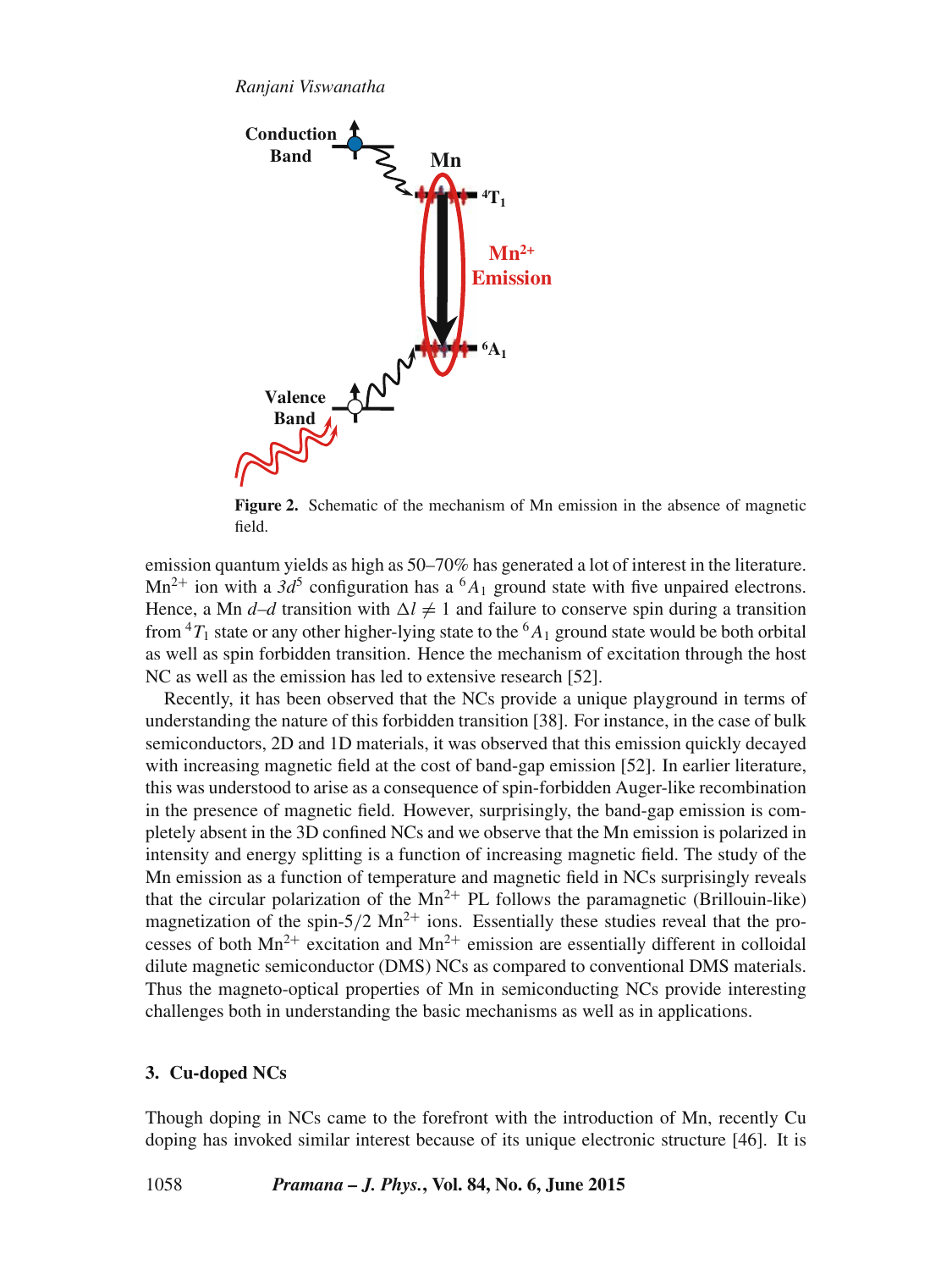**Figure 2.** Schematic of the mechanism of Mn emission in the absence of magnetic field.

emission quantum yields as high as 50–70% has generated a lot of interest in the literature. $Mn^{2+}$ ion with a $3d^5$ configuration has a $^6A_1$ ground state with five unpaired electrons. Hence, a Mn $d$–$d$ transition with $\Delta l \neq 1$ and failure to conserve spin during a transition from $^4T_1$ state or any other higher-lying state to the $^6A_1$ ground state would be both orbital as well as spin forbidden transition. Hence the mechanism of excitation through the host NC as well as the emission has led to extensive research [52].

Recently, it has been observed that the NCs provide a unique playground in terms of understanding the nature of this forbidden transition [38]. For instance, in the case of bulk semiconductors, 2D and 1D materials, it was observed that this emission quickly decayed with increasing magnetic field at the cost of band-gap emission [52]. In earlier literature, this was understood to arise as a consequence of spin-forbidden Auger-like recombination in the presence of magnetic field. However, surprisingly, the band-gap emission is completely absent in the 3D confined NCs and we observe that the Mn emission is polarized in intensity and energy splitting is a function of increasing magnetic field. The study of the Mn emission as a function of temperature and magnetic field in NCs surprisingly reveals that the circular polarization of the $Mn^{2+}$ PL follows the paramagnetic (Brillouin-like) magnetization of the spin-5/2 $Mn^{2+}$ ions. Essentially these studies reveal that the processes of both $Mn^{2+}$ excitation and $Mn^{2+}$ emission are essentially different in colloidal dilute magnetic semiconductor (DMS) NCs as compared to conventional DMS materials. Thus the magneto-optical properties of Mn in semiconducting NCs provide interesting challenges both in understanding the basic mechanisms as well as in applications.

## 3. Cu-doped NCs

Though doping in NCs came to the forefront with the introduction of Mn, recently Cu doping has invoked similar interest because of its unique electronic structure [46]. It is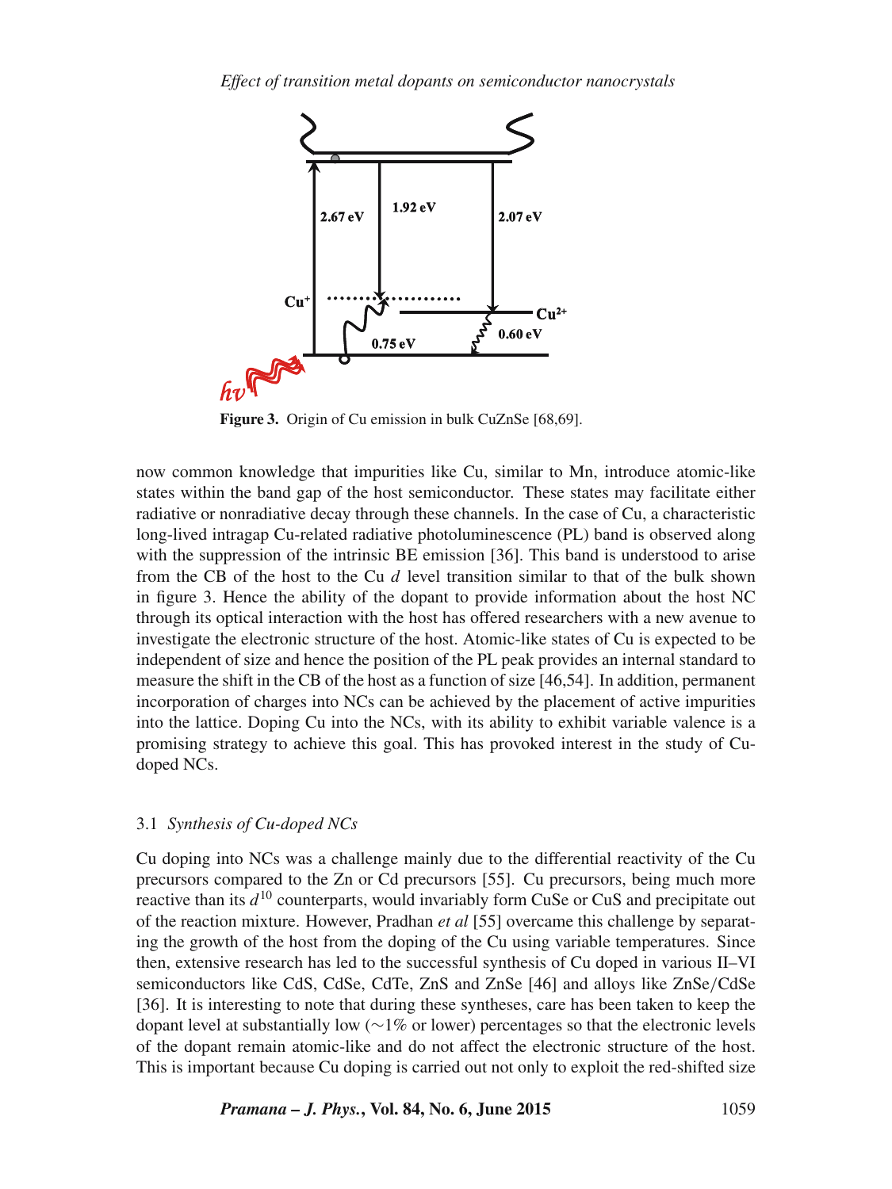Figure 3. Origin of Cu emission in bulk CuZnSe [68,69].

now common knowledge that impurities like Cu, similar to Mn, introduce atomic-like states within the band gap of the host semiconductor. These states may facilitate either radiative or nonradiative decay through these channels. In the case of Cu, a characteristic long-lived intragap Cu-related radiative photoluminescence (PL) band is observed along with the suppression of the intrinsic BE emission [36]. This band is understood to arise from the CB of the host to the Cu *d* level transition similar to that of the bulk shown in figure 3. Hence the ability of the dopant to provide information about the host NC through its optical interaction with the host has offered researchers with a new avenue to investigate the electronic structure of the host. Atomic-like states of Cu is expected to be independent of size and hence the position of the PL peak provides an internal standard to measure the shift in the CB of the host as a function of size [46,54]. In addition, permanent incorporation of charges into NCs can be achieved by the placement of active impurities into the lattice. Doping Cu into the NCs, with its ability to exhibit variable valence is a promising strategy to achieve this goal. This has provoked interest in the study of Cu-doped NCs.

### 3.1 *Synthesis of Cu-doped NCs*

Cu doping into NCs was a challenge mainly due to the differential reactivity of the Cu precursors compared to the Zn or Cd precursors [55]. Cu precursors, being much more reactive than its $d^{10}$ counterparts, would invariably form CuSe or CuS and precipitate out of the reaction mixture. However, Pradhan *et al* [55] overcame this challenge by separating the growth of the host from the doping of the Cu using variable temperatures. Since then, extensive research has led to the successful synthesis of Cu doped in various II–VI semiconductors like CdS, CdSe, CdTe, ZnS and ZnSe [46] and alloys like ZnSe/CdSe [36]. It is interesting to note that during these syntheses, care has been taken to keep the dopant level at substantially low ($\sim$1% or lower) percentages so that the electronic levels of the dopant remain atomic-like and do not affect the electronic structure of the host. This is important because Cu doping is carried out not only to exploit the red-shifted size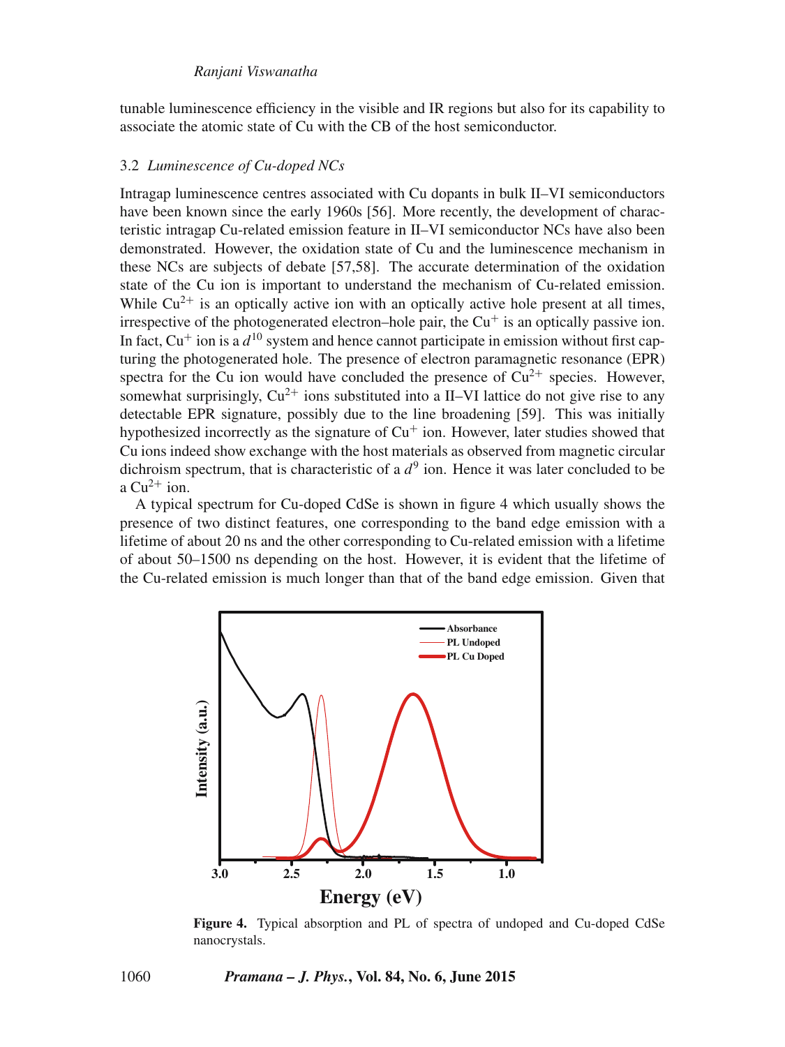tunable luminescence efficiency in the visible and IR regions but also for its capability to associate the atomic state of Cu with the CB of the host semiconductor.

### 3.2 *Luminescence of Cu-doped NCs*

Intragap luminescence centres associated with Cu dopants in bulk II–VI semiconductors have been known since the early 1960s [56]. More recently, the development of characteristic intragap Cu-related emission feature in II–VI semiconductor NCs have also been demonstrated. However, the oxidation state of Cu and the luminescence mechanism in these NCs are subjects of debate [57,58]. The accurate determination of the oxidation state of the Cu ion is important to understand the mechanism of Cu-related emission. While $Cu^{2+}$ is an optically active ion with an optically active hole present at all times, irrespective of the photogenerated electron–hole pair, the $Cu^{+}$ is an optically passive ion. In fact, $Cu^{+}$ ion is a $d^{10}$ system and hence cannot participate in emission without first capturing the photogenerated hole. The presence of electron paramagnetic resonance (EPR) spectra for the Cu ion would have concluded the presence of $Cu^{2+}$ species. However, somewhat surprisingly, $Cu^{2+}$ ions substituted into a II–VI lattice do not give rise to any detectable EPR signature, possibly due to the line broadening [59]. This was initially hypothesized incorrectly as the signature of $Cu^{+}$ ion. However, later studies showed that Cu ions indeed show exchange with the host materials as observed from magnetic circular dichroism spectrum, that is characteristic of a $d^{9}$ ion. Hence it was later concluded to be a $Cu^{2+}$ ion.

A typical spectrum for Cu-doped CdSe is shown in figure 4 which usually shows the presence of two distinct features, one corresponding to the band edge emission with a lifetime of about 20 ns and the other corresponding to Cu-related emission with a lifetime of about 50–1500 ns depending on the host. However, it is evident that the lifetime of the Cu-related emission is much longer than that of the band edge emission. Given that

**Figure 4.** Typical absorption and PL of spectra of undoped and Cu-doped CdSe nanocrystals.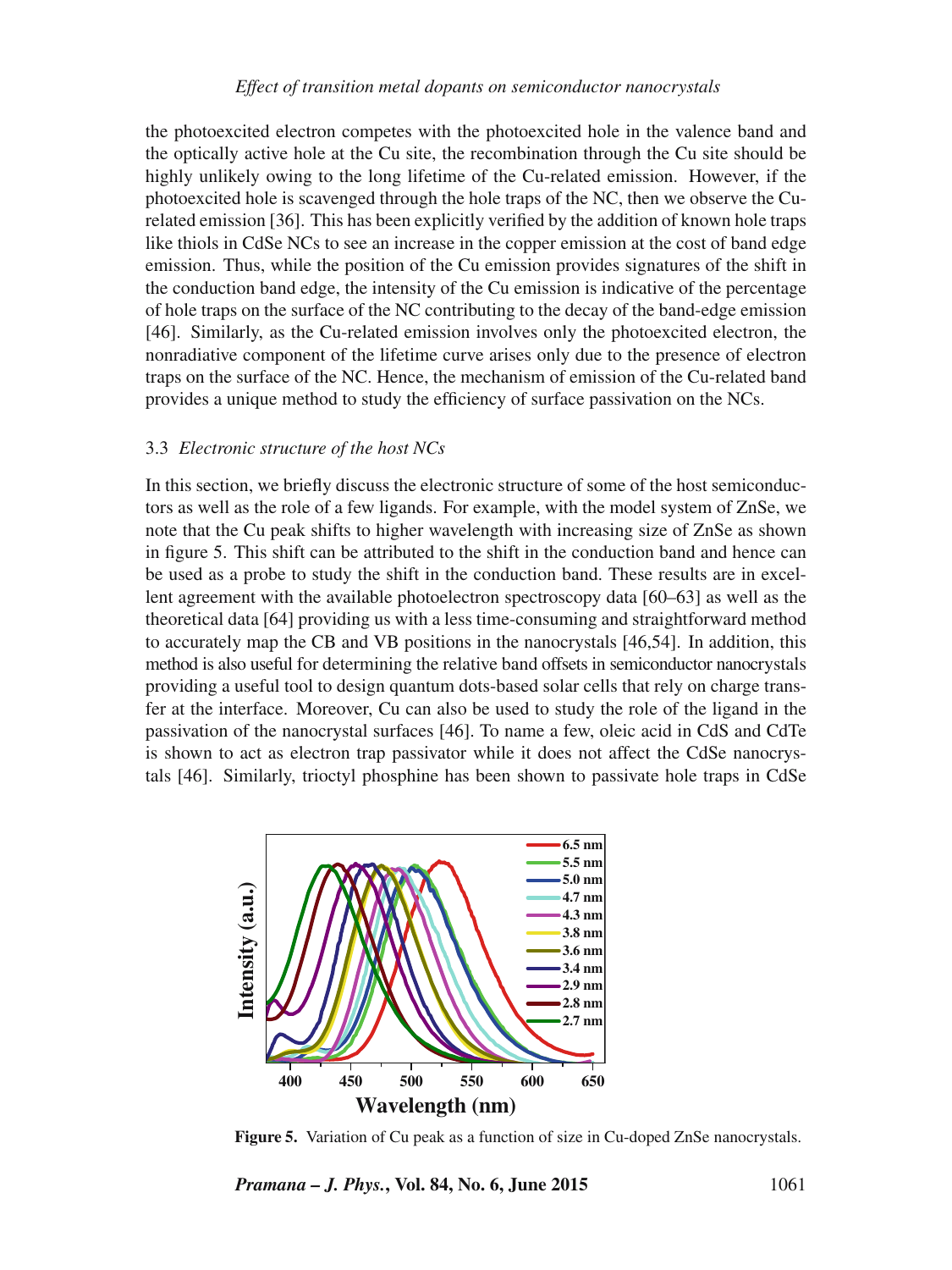the photoexcited electron competes with the photoexcited hole in the valence band and the optically active hole at the Cu site, the recombination through the Cu site should be highly unlikely owing to the long lifetime of the Cu-related emission. However, if the photoexcited hole is scavenged through the hole traps of the NC, then we observe the Cu-related emission [36]. This has been explicitly verified by the addition of known hole traps like thiols in CdSe NCs to see an increase in the copper emission at the cost of band edge emission. Thus, while the position of the Cu emission provides signatures of the shift in the conduction band edge, the intensity of the Cu emission is indicative of the percentage of hole traps on the surface of the NC contributing to the decay of the band-edge emission [46]. Similarly, as the Cu-related emission involves only the photoexcited electron, the nonradiative component of the lifetime curve arises only due to the presence of electron traps on the surface of the NC. Hence, the mechanism of emission of the Cu-related band provides a unique method to study the efficiency of surface passivation on the NCs.

### 3.3 *Electronic structure of the host NCs*

In this section, we briefly discuss the electronic structure of some of the host semiconductors as well as the role of a few ligands. For example, with the model system of ZnSe, we note that the Cu peak shifts to higher wavelength with increasing size of ZnSe as shown in figure 5. This shift can be attributed to the shift in the conduction band and hence can be used as a probe to study the shift in the conduction band. These results are in excellent agreement with the available photoelectron spectroscopy data [60–63] as well as the theoretical data [64] providing us with a less time-consuming and straightforward method to accurately map the CB and VB positions in the nanocrystals [46,54]. In addition, this method is also useful for determining the relative band offsets in semiconductor nanocrystals providing a useful tool to design quantum dots-based solar cells that rely on charge transfer at the interface. Moreover, Cu can also be used to study the role of the ligand in the passivation of the nanocrystal surfaces [46]. To name a few, oleic acid in CdS and CdTe is shown to act as electron trap passivator while it does not affect the CdSe nanocrystals [46]. Similarly, trioctyl phosphine has been shown to passivate hole traps in CdSe

**Figure 5.** Variation of Cu peak as a function of size in Cu-doped ZnSe nanocrystals.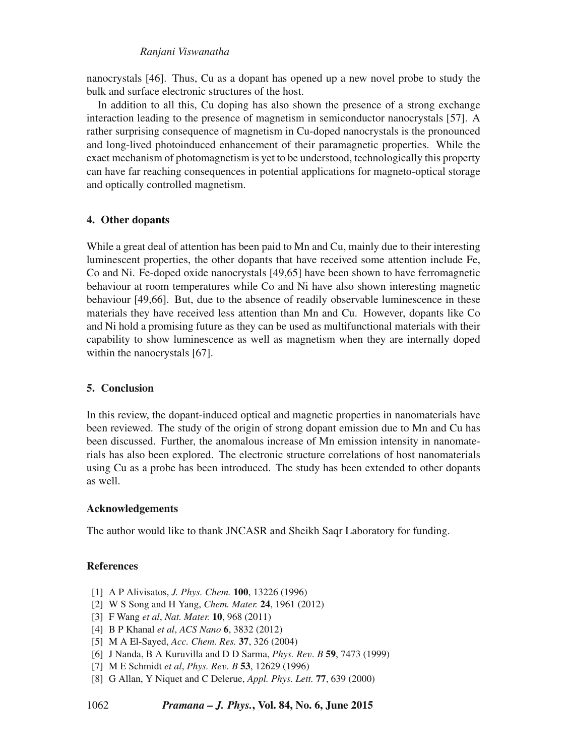nanocrystals [46]. Thus, Cu as a dopant has opened up a new novel probe to study the bulk and surface electronic structures of the host.

In addition to all this, Cu doping has also shown the presence of a strong exchange interaction leading to the presence of magnetism in semiconductor nanocrystals [57]. A rather surprising consequence of magnetism in Cu-doped nanocrystals is the pronounced and long-lived photoinduced enhancement of their paramagnetic properties. While the exact mechanism of photomagnetism is yet to be understood, technologically this property can have far reaching consequences in potential applications for magneto-optical storage and optically controlled magnetism.

## 4. Other dopants

While a great deal of attention has been paid to Mn and Cu, mainly due to their interesting luminescent properties, the other dopants that have received some attention include Fe, Co and Ni. Fe-doped oxide nanocrystals [49,65] have been shown to have ferromagnetic behaviour at room temperatures while Co and Ni have also shown interesting magnetic behaviour [49,66]. But, due to the absence of readily observable luminescence in these materials they have received less attention than Mn and Cu. However, dopants like Co and Ni hold a promising future as they can be used as multifunctional materials with their capability to show luminescence as well as magnetism when they are internally doped within the nanocrystals [67].

## 5. Conclusion

In this review, the dopant-induced optical and magnetic properties in nanomaterials have been reviewed. The study of the origin of strong dopant emission due to Mn and Cu has been discussed. Further, the anomalous increase of Mn emission intensity in nanomaterials has also been explored. The electronic structure correlations of host nanomaterials using Cu as a probe has been introduced. The study has been extended to other dopants as well.

### Acknowledgements

The author would like to thank JNCASR and Sheikh Saqr Laboratory for funding.

### References

- [1] A P Alivisatos, *J. Phys. Chem.* **100**, 13226 (1996)
- [2] W S Song and H Yang, *Chem. Mater.* **24**, 1961 (2012)
- [3] F Wang *et al*, *Nat. Mater.* **10**, 968 (2011)
- [4] B P Khanal *et al*, *ACS Nano* **6**, 3832 (2012)
- [5] M A El-Sayed, *Acc. Chem. Res.* **37**, 326 (2004)
- [6] J Nanda, B A Kuruvilla and D D Sarma, *Phys. Rev. B* **59**, 7473 (1999)
- [7] M E Schmidt *et al*, *Phys. Rev. B* **53**, 12629 (1996)
- [8] G Allan, Y Niquet and C Delerue, *Appl. Phys. Lett.* **77**, 639 (2000)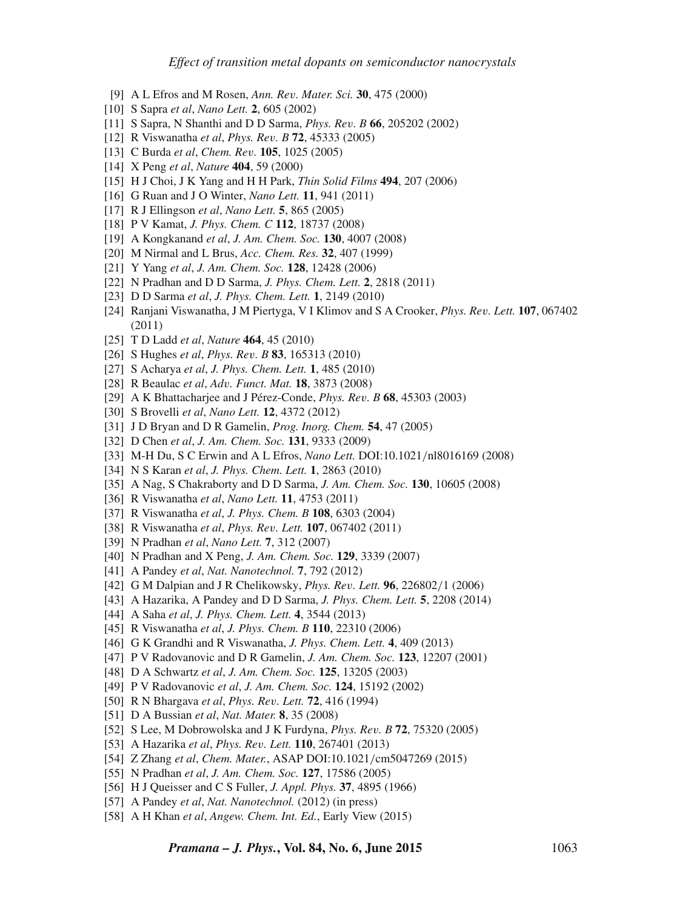[9] A L Efros and M Rosen, *Ann. Rev. Mater. Sci.* **30**, 475 (2000)

[10] S Sapra *et al*, *Nano Lett.* **2**, 605 (2002)

[11] S Sapra, N Shanthi and D D Sarma, *Phys. Rev. B* **66**, 205202 (2002)

[12] R Viswanatha *et al*, *Phys. Rev. B* **72**, 45333 (2005)

[13] C Burda *et al*, *Chem. Rev.* **105**, 1025 (2005)

[14] X Peng *et al*, *Nature* **404**, 59 (2000)

[15] H J Choi, J K Yang and H H Park, *Thin Solid Films* **494**, 207 (2006)

[16] G Ruan and J O Winter, *Nano Lett.* **11**, 941 (2011)

[17] R J Ellingson *et al*, *Nano Lett.* **5**, 865 (2005)

[18] P V Kamat, *J. Phys. Chem. C* **112**, 18737 (2008)

[19] A Kongkanand *et al*, *J. Am. Chem. Soc.* **130**, 4007 (2008)

[20] M Nirmal and L Brus, *Acc. Chem. Res.* **32**, 407 (1999)

[21] Y Yang *et al*, *J. Am. Chem. Soc.* **128**, 12428 (2006)

[22] N Pradhan and D D Sarma, *J. Phys. Chem. Lett.* **2**, 2818 (2011)

[23] D D Sarma *et al*, *J. Phys. Chem. Lett.* **1**, 2149 (2010)

[24] Ranjani Viswanatha, J M Piertyga, V I Klimov and S A Crooker, *Phys. Rev. Lett.* **107**, 067402 (2011)

[25] T D Ladd *et al*, *Nature* **464**, 45 (2010)

[26] S Hughes *et al*, *Phys. Rev. B* **83**, 165313 (2010)

[27] S Acharya *et al*, *J. Phys. Chem. Lett.* **1**, 485 (2010)

[28] R Beaulac *et al*, *Adv. Funct. Mat.* **18**, 3873 (2008)

[29] A K Bhattacharjee and J Pérez-Conde, *Phys. Rev. B* **68**, 45303 (2003)

[30] S Brovelli *et al*, *Nano Lett.* **12**, 4372 (2012)

[31] J D Bryan and D R Gamelin, *Prog. Inorg. Chem.* **54**, 47 (2005)

[32] D Chen *et al*, *J. Am. Chem. Soc.* **131**, 9333 (2009)

[33] M-H Du, S C Erwin and A L Efros, *Nano Lett.* DOI:10.1021/nl8016169 (2008)

[34] N S Karan *et al*, *J. Phys. Chem. Lett.* **1**, 2863 (2010)

[35] A Nag, S Chakraborty and D D Sarma, *J. Am. Chem. Soc.* **130**, 10605 (2008)

[36] R Viswanatha *et al*, *Nano Lett.* **11**, 4753 (2011)

[37] R Viswanatha *et al*, *J. Phys. Chem. B* **108**, 6303 (2004)

[38] R Viswanatha *et al*, *Phys. Rev. Lett.* **107**, 067402 (2011)

[39] N Pradhan *et al*, *Nano Lett.* **7**, 312 (2007)

[40] N Pradhan and X Peng, *J. Am. Chem. Soc.* **129**, 3339 (2007)

[41] A Pandey *et al*, *Nat. Nanotechnol.* **7**, 792 (2012)

[42] G M Dalpian and J R Chelikowsky, *Phys. Rev. Lett.* **96**, 226802/1 (2006)

[43] A Hazarika, A Pandey and D D Sarma, *J. Phys. Chem. Lett.* **5**, 2208 (2014)

[44] A Saha *et al*, *J. Phys. Chem. Lett.* **4**, 3544 (2013)

[45] R Viswanatha *et al*, *J. Phys. Chem. B* **110**, 22310 (2006)

[46] G K Grandhi and R Viswanatha, *J. Phys. Chem. Lett.* **4**, 409 (2013)

[47] P V Radovanovic and D R Gamelin, *J. Am. Chem. Soc.* **123**, 12207 (2001)

[48] D A Schwartz *et al*, *J. Am. Chem. Soc.* **125**, 13205 (2003)

[49] P V Radovanovic *et al*, *J. Am. Chem. Soc.* **124**, 15192 (2002)

[50] R N Bhargava *et al*, *Phys. Rev. Lett.* **72**, 416 (1994)

[51] D A Bussian *et al*, *Nat. Mater.* **8**, 35 (2008)

[52] S Lee, M Dobrowolska and J K Furdyna, *Phys. Rev. B* **72**, 75320 (2005)

[53] A Hazarika *et al*, *Phys. Rev. Lett.* **110**, 267401 (2013)

[54] Z Zhang *et al*, *Chem. Mater.*, ASAP DOI:10.1021/cm5047269 (2015)

[55] N Pradhan *et al*, *J. Am. Chem. Soc.* **127**, 17586 (2005)

[56] H J Queisser and C S Fuller, *J. Appl. Phys.* **37**, 4895 (1966)

[57] A Pandey *et al*, *Nat. Nanotechnol.* (2012) (in press)

[58] A H Khan *et al*, *Angew. Chem. Int. Ed.*, Early View (2015)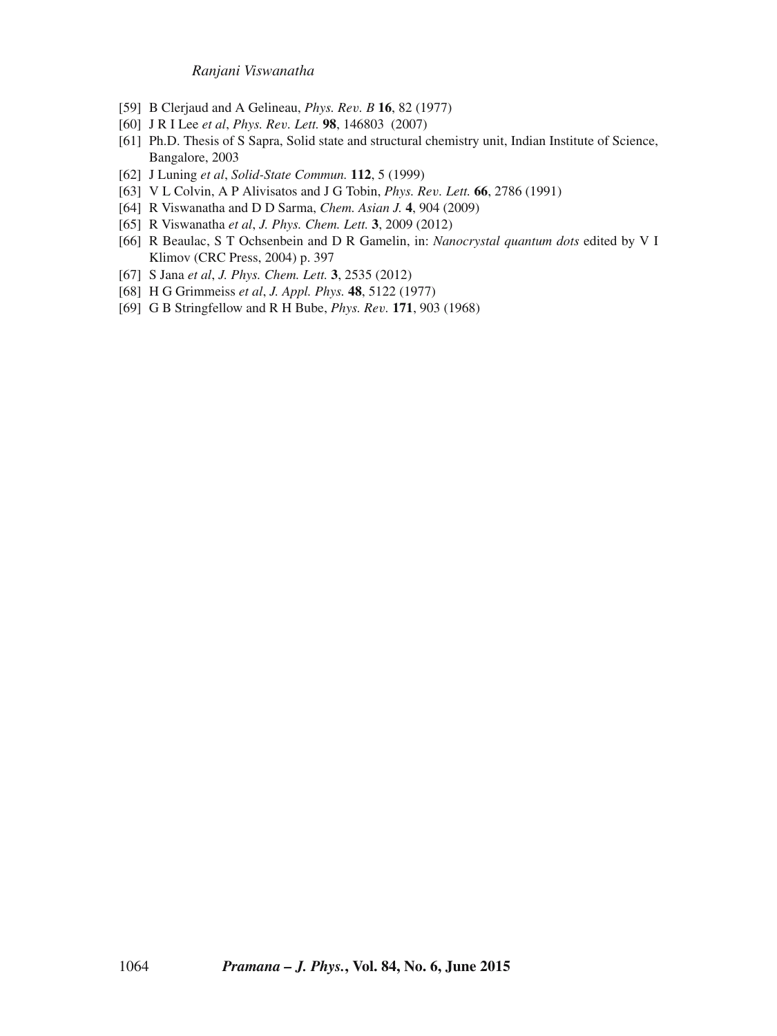[59] B Clerjaud and A Gelineau, *Phys. Rev. B* **16**, 82 (1977)
[60] J R I Lee *et al*, *Phys. Rev. Lett.* **98**, 146803 (2007)
[61] Ph.D. Thesis of S Sapra, Solid state and structural chemistry unit, Indian Institute of Science, Bangalore, 2003
[62] J Luning *et al*, *Solid-State Commun.* **112**, 5 (1999)
[63] V L Colvin, A P Alivisatos and J G Tobin, *Phys. Rev. Lett.* **66**, 2786 (1991)
[64] R Viswanatha and D D Sarma, *Chem. Asian J.* **4**, 904 (2009)
[65] R Viswanatha *et al*, *J. Phys. Chem. Lett.* **3**, 2009 (2012)
[66] R Beaulac, S T Ochsenbein and D R Gamelin, in: *Nanocrystal quantum dots* edited by V I Klimov (CRC Press, 2004) p. 397
[67] S Jana *et al*, *J. Phys. Chem. Lett.* **3**, 2535 (2012)
[68] H G Grimmeiss *et al*, *J. Appl. Phys.* **48**, 5122 (1977)
[69] G B Stringfellow and R H Bube, *Phys. Rev.* **171**, 903 (1968)